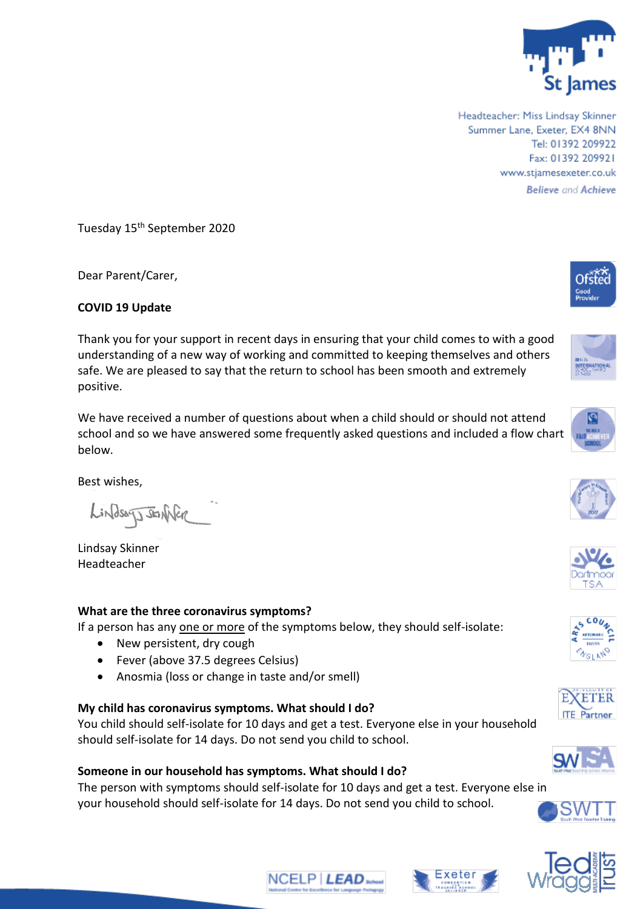St James

Headteacher: Miss Lindsay Skinner
Summer Lane, Exeter, EX4 8NN
Tel: 01392 209922
Fax: 01392 209921
www.stjamesexeter.co.uk
*Believe and Achieve*

Tuesday 15th September 2020

Dear Parent/Carer,

**COVID 19 Update**

Thank you for your support in recent days in ensuring that your child comes to with a good understanding of a new way of working and committed to keeping themselves and others safe. We are pleased to say that the return to school has been smooth and extremely positive.

We have received a number of questions about when a child should or should not attend school and so we have answered some frequently asked questions and included a flow chart below.

Best wishes,

Lindsay Skinner
Headteacher

**What are the three coronavirus symptoms?**
If a person has any one or more of the symptoms below, they should self-isolate:

- New persistent, dry cough
- Fever (above 37.5 degrees Celsius)
- Anosmia (loss or change in taste and/or smell)

**My child has coronavirus symptoms. What should I do?**
You child should self-isolate for 10 days and get a test. Everyone else in your household should self-isolate for 14 days. Do not send you child to school.

**Someone in our household has symptoms. What should I do?**
The person with symptoms should self-isolate for 10 days and get a test. Everyone else in your household should self-isolate for 14 days. Do not send you child to school.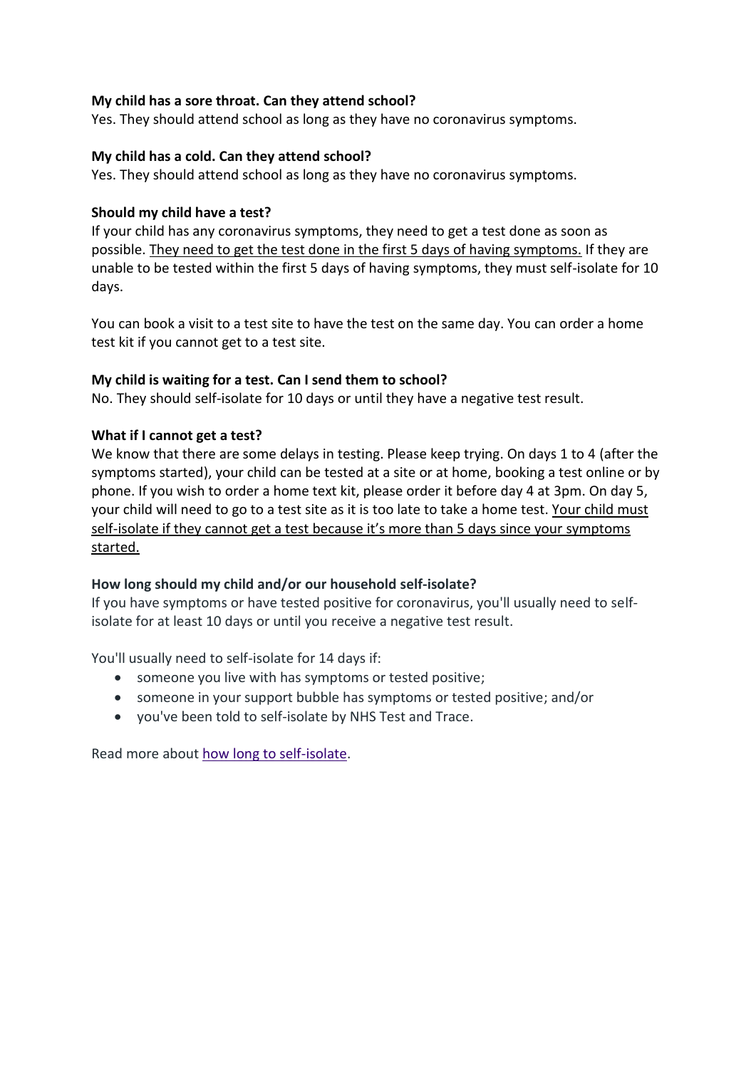**My child has a sore throat. Can they attend school?**
Yes. They should attend school as long as they have no coronavirus symptoms.

**My child has a cold. Can they attend school?**
Yes. They should attend school as long as they have no coronavirus symptoms.

**Should my child have a test?**
If your child has any coronavirus symptoms, they need to get a test done as soon as possible. <u>They need to get the test done in the first 5 days of having symptoms.</u> If they are unable to be tested within the first 5 days of having symptoms, they must self-isolate for 10 days.

You can book a visit to a test site to have the test on the same day. You can order a home test kit if you cannot get to a test site.

**My child is waiting for a test. Can I send them to school?**
No. They should self-isolate for 10 days or until they have a negative test result.

**What if I cannot get a test?**
We know that there are some delays in testing. Please keep trying. On days 1 to 4 (after the symptoms started), your child can be tested at a site or at home, booking a test online or by phone. If you wish to order a home text kit, please order it before day 4 at 3pm. On day 5, your child will need to go to a test site as it is too late to take a home test. <u>Your child must self-isolate if they cannot get a test because it's more than 5 days since your symptoms started.</u>

**How long should my child and/or our household self-isolate?**
If you have symptoms or have tested positive for coronavirus, you'll usually need to self-isolate for at least 10 days or until you receive a negative test result.

You'll usually need to self-isolate for 14 days if:

- someone you live with has symptoms or tested positive;
- someone in your support bubble has symptoms or tested positive; and/or
- you've been told to self-isolate by NHS Test and Trace.

Read more about how long to self-isolate.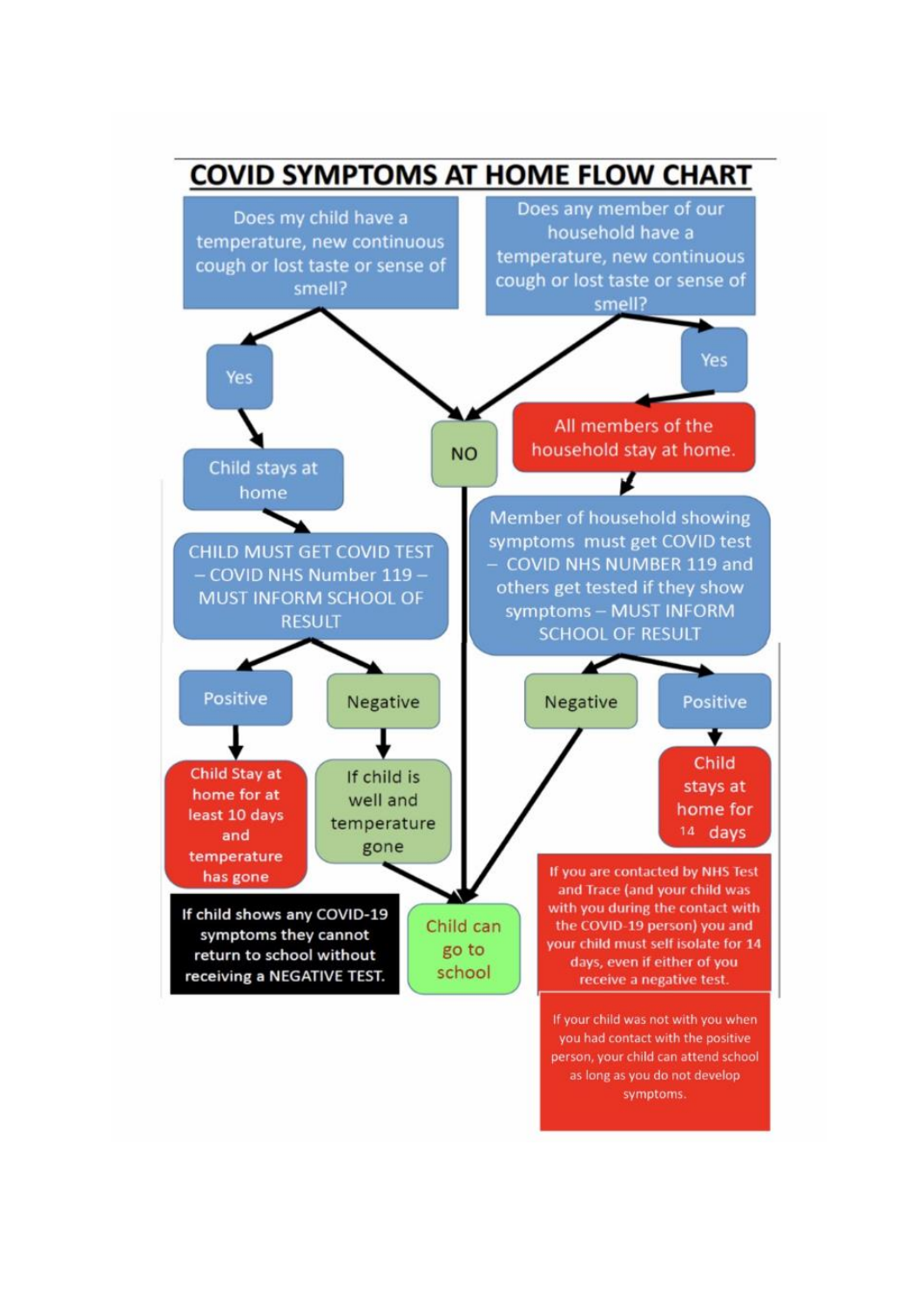# COVID SYMPTOMS AT HOME FLOW CHART

Does my child have a temperature, new continuous cough or lost taste or sense of smell?

Does any member of our household have a temperature, new continuous cough or lost taste or sense of smell?

Yes

NO

Yes

Child stays at home

All members of the household stay at home.

CHILD MUST GET COVID TEST – COVID NHS Number 119 – MUST INFORM SCHOOL OF RESULT

Member of household showing symptoms must get COVID test – COVID NHS NUMBER 119 and others get tested if they show symptoms – MUST INFORM SCHOOL OF RESULT

Positive

Negative

Negative

Positive

Child Stay at home for at least 10 days and temperature has gone

If child is well and temperature gone

Child stays at home for 14 days

If child shows any COVID-19 symptoms they cannot return to school without receiving a NEGATIVE TEST.

Child can go to school

If you are contacted by NHS Test and Trace (and your child was with you during the contact with the COVID-19 person) you and your child must self isolate for 14 days, even if either of you receive a negative test.

If your child was not with you when you had contact with the positive person, your child can attend school as long as you do not develop symptoms.